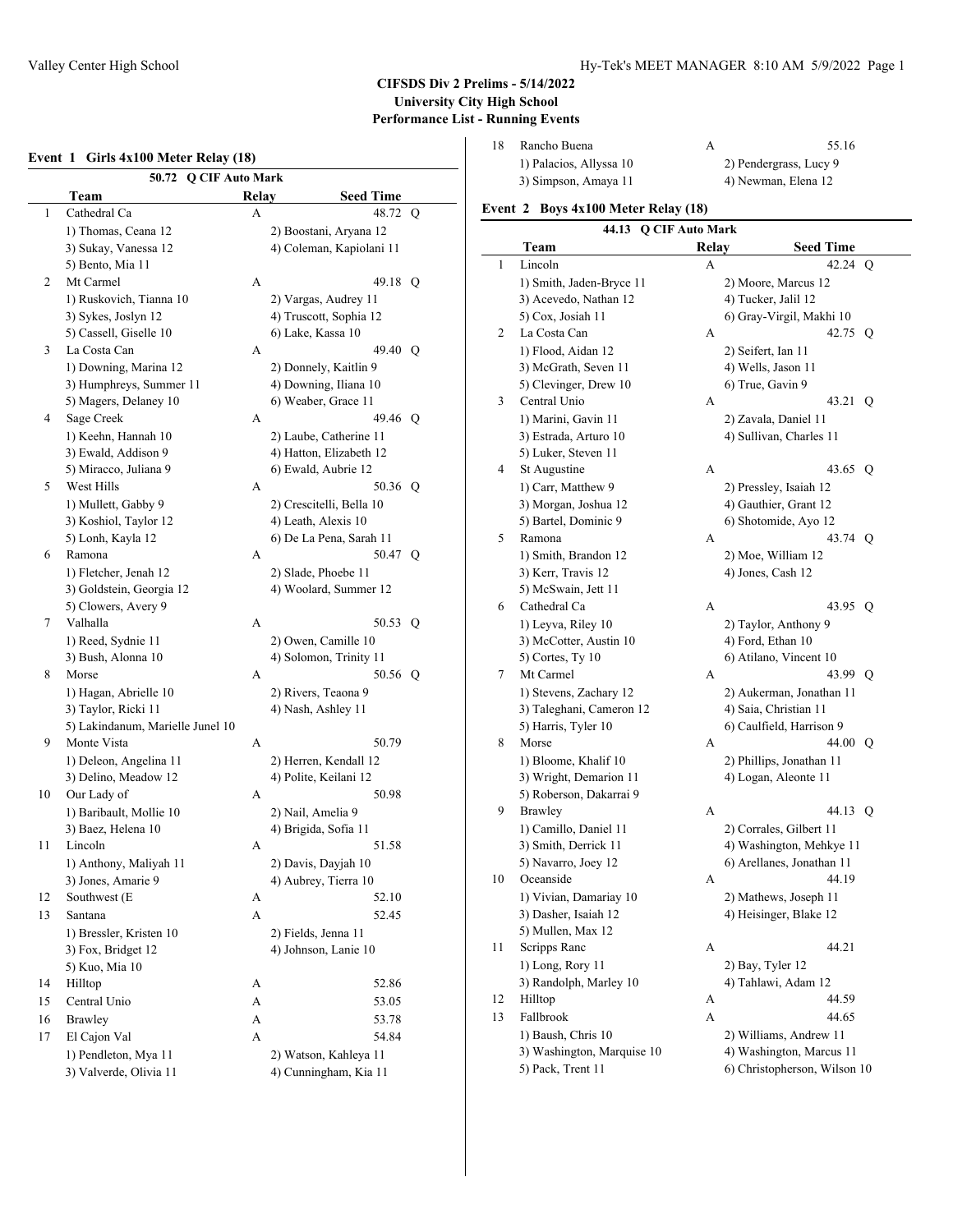# CIFSDS Div 2 Prelims - 5/14/2022
## University City High School
## Performance List - Running Events

### Event 1 Girls 4x100 Meter Relay (18)

**50.72 Q CIF Auto Mark**

| | Team | Relay | Seed Time | |
|---|---|---|---|---|
| 1 | Cathedral Ca | A | 48.72 | Q |
| | 1) Thomas, Ceana 12 | | 2) Boostani, Aryana 12 | |
| | 3) Sukay, Vanessa 12 | | 4) Coleman, Kapiolani 11 | |
| | 5) Bento, Mia 11 | | | |
| 2 | Mt Carmel | A | 49.18 | Q |
| | 1) Ruskovich, Tianna 10 | | 2) Vargas, Audrey 11 | |
| | 3) Sykes, Joslyn 12 | | 4) Truscott, Sophia 12 | |
| | 5) Cassell, Giselle 10 | | 6) Lake, Kassa 10 | |
| 3 | La Costa Can | A | 49.40 | Q |
| | 1) Downing, Marina 12 | | 2) Donnely, Kaitlin 9 | |
| | 3) Humphreys, Summer 11 | | 4) Downing, Iliana 10 | |
| | 5) Magers, Delaney 10 | | 6) Weaber, Grace 11 | |
| 4 | Sage Creek | A | 49.46 | Q |
| | 1) Keehn, Hannah 10 | | 2) Laube, Catherine 11 | |
| | 3) Ewald, Addison 9 | | 4) Hatton, Elizabeth 12 | |
| | 5) Miracco, Juliana 9 | | 6) Ewald, Aubrie 12 | |
| 5 | West Hills | A | 50.36 | Q |
| | 1) Mullett, Gabby 9 | | 2) Crescitelli, Bella 10 | |
| | 3) Koshiol, Taylor 12 | | 4) Leath, Alexis 10 | |
| | 5) Lonh, Kayla 12 | | 6) De La Pena, Sarah 11 | |
| 6 | Ramona | A | 50.47 | Q |
| | 1) Fletcher, Jenah 12 | | 2) Slade, Phoebe 11 | |
| | 3) Goldstein, Georgia 12 | | 4) Woolard, Summer 12 | |
| | 5) Clowers, Avery 9 | | | |
| 7 | Valhalla | A | 50.53 | Q |
| | 1) Reed, Sydnie 11 | | 2) Owen, Camille 10 | |
| | 3) Bush, Alonna 10 | | 4) Solomon, Trinity 11 | |
| 8 | Morse | A | 50.56 | Q |
| | 1) Hagan, Abrielle 10 | | 2) Rivers, Teaona 9 | |
| | 3) Taylor, Ricki 11 | | 4) Nash, Ashley 11 | |
| | 5) Lakindanum, Marielle Junel 10 | | | |
| 9 | Monte Vista | A | 50.79 | |
| | 1) Deleon, Angelina 11 | | 2) Herren, Kendall 12 | |
| | 3) Delino, Meadow 12 | | 4) Polite, Keilani 12 | |
| 10 | Our Lady of | A | 50.98 | |
| | 1) Baribault, Mollie 10 | | 2) Nail, Amelia 9 | |
| | 3) Baez, Helena 10 | | 4) Brigida, Sofia 11 | |
| 11 | Lincoln | A | 51.58 | |
| | 1) Anthony, Maliyah 11 | | 2) Davis, Dayjah 10 | |
| | 3) Jones, Amarie 9 | | 4) Aubrey, Tierra 10 | |
| 12 | Southwest (E | A | 52.10 | |
| 13 | Santana | A | 52.45 | |
| | 1) Bressler, Kristen 10 | | 2) Fields, Jenna 11 | |
| | 3) Fox, Bridget 12 | | 4) Johnson, Lanie 10 | |
| | 5) Kuo, Mia 10 | | | |
| 14 | Hilltop | A | 52.86 | |
| 15 | Central Unio | A | 53.05 | |
| 16 | Brawley | A | 53.78 | |
| 17 | El Cajon Val | A | 54.84 | |
| | 1) Pendleton, Mya 11 | | 2) Watson, Kahleya 11 | |
| | 3) Valverde, Olivia 11 | | 4) Cunningham, Kia 11 | |
| 18 | Rancho Buena | A | 55.16 | |
| | 1) Palacios, Allyssa 10 | | 2) Pendergrass, Lucy 9 | |
| | 3) Simpson, Amaya 11 | | 4) Newman, Elena 12 | |

### Event 2 Boys 4x100 Meter Relay (18)

**44.13 Q CIF Auto Mark**

| | Team | Relay | Seed Time | |
|---|---|---|---|---|
| 1 | Lincoln | A | 42.24 | Q |
| | 1) Smith, Jaden-Bryce 11 | | 2) Moore, Marcus 12 | |
| | 3) Acevedo, Nathan 12 | | 4) Tucker, Jalil 12 | |
| | 5) Cox, Josiah 11 | | 6) Gray-Virgil, Makhi 10 | |
| 2 | La Costa Can | A | 42.75 | Q |
| | 1) Flood, Aidan 12 | | 2) Seifert, Ian 11 | |
| | 3) McGrath, Seven 11 | | 4) Wells, Jason 11 | |
| | 5) Clevinger, Drew 10 | | 6) True, Gavin 9 | |
| 3 | Central Unio | A | 43.21 | Q |
| | 1) Marini, Gavin 11 | | 2) Zavala, Daniel 11 | |
| | 3) Estrada, Arturo 10 | | 4) Sullivan, Charles 11 | |
| | 5) Luker, Steven 11 | | | |
| 4 | St Augustine | A | 43.65 | Q |
| | 1) Carr, Matthew 9 | | 2) Pressley, Isaiah 12 | |
| | 3) Morgan, Joshua 12 | | 4) Gauthier, Grant 12 | |
| | 5) Bartel, Dominic 9 | | 6) Shotomide, Ayo 12 | |
| 5 | Ramona | A | 43.74 | Q |
| | 1) Smith, Brandon 12 | | 2) Moe, William 12 | |
| | 3) Kerr, Travis 12 | | 4) Jones, Cash 12 | |
| | 5) McSwain, Jett 11 | | | |
| 6 | Cathedral Ca | A | 43.95 | Q |
| | 1) Leyva, Riley 10 | | 2) Taylor, Anthony 9 | |
| | 3) McCotter, Austin 10 | | 4) Ford, Ethan 10 | |
| | 5) Cortes, Ty 10 | | 6) Atilano, Vincent 10 | |
| 7 | Mt Carmel | A | 43.99 | Q |
| | 1) Stevens, Zachary 12 | | 2) Aukerman, Jonathan 11 | |
| | 3) Taleghani, Cameron 12 | | 4) Saia, Christian 11 | |
| | 5) Harris, Tyler 10 | | 6) Caulfield, Harrison 9 | |
| 8 | Morse | A | 44.00 | Q |
| | 1) Bloome, Khalif 10 | | 2) Phillips, Jonathan 11 | |
| | 3) Wright, Demarion 11 | | 4) Logan, Aleonte 11 | |
| | 5) Roberson, Dakarrai 9 | | | |
| 9 | Brawley | A | 44.13 | Q |
| | 1) Camillo, Daniel 11 | | 2) Corrales, Gilbert 11 | |
| | 3) Smith, Derrick 11 | | 4) Washington, Mehkye 11 | |
| | 5) Navarro, Joey 12 | | 6) Arellanes, Jonathan 11 | |
| 10 | Oceanside | A | 44.19 | |
| | 1) Vivian, Damariay 10 | | 2) Mathews, Joseph 11 | |
| | 3) Dasher, Isaiah 12 | | 4) Heisinger, Blake 12 | |
| | 5) Mullen, Max 12 | | | |
| 11 | Scripps Ranc | A | 44.21 | |
| | 1) Long, Rory 11 | | 2) Bay, Tyler 12 | |
| | 3) Randolph, Marley 10 | | 4) Tahlawi, Adam 12 | |
| 12 | Hilltop | A | 44.59 | |
| 13 | Fallbrook | A | 44.65 | |
| | 1) Baush, Chris 10 | | 2) Williams, Andrew 11 | |
| | 3) Washington, Marquise 10 | | 4) Washington, Marcus 11 | |
| | 5) Pack, Trent 11 | | 6) Christopherson, Wilson 10 | |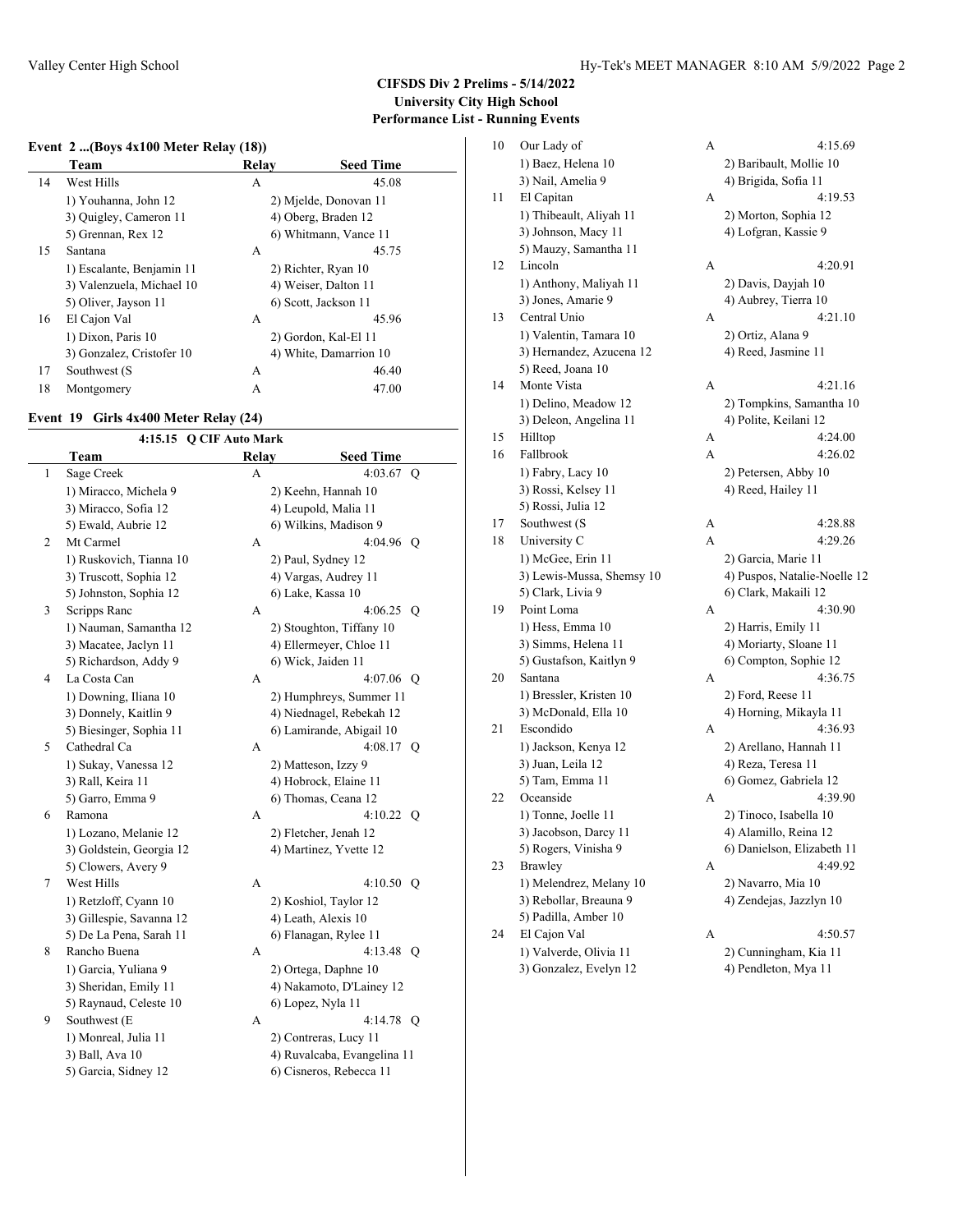## CIFSDS Div 2 Prelims - 5/14/2022
## University City High School
## Performance List - Running Events

### Event 2 ...(Boys 4x100 Meter Relay (18))

| | Team | Relay | Seed Time |
|---|---|---|---|
| 14 | West Hills | A | 45.08 |
| | 1) Youhanna, John 12 | | 2) Mjelde, Donovan 11 |
| | 3) Quigley, Cameron 11 | | 4) Oberg, Braden 12 |
| | 5) Grennan, Rex 12 | | 6) Whitmann, Vance 11 |
| 15 | Santana | A | 45.75 |
| | 1) Escalante, Benjamin 11 | | 2) Richter, Ryan 10 |
| | 3) Valenzuela, Michael 10 | | 4) Weiser, Dalton 11 |
| | 5) Oliver, Jayson 11 | | 6) Scott, Jackson 11 |
| 16 | El Cajon Val | A | 45.96 |
| | 1) Dixon, Paris 10 | | 2) Gordon, Kal-El 11 |
| | 3) Gonzalez, Cristofer 10 | | 4) White, Damarrion 10 |
| 17 | Southwest (S | A | 46.40 |
| 18 | Montgomery | A | 47.00 |

### Event 19 Girls 4x400 Meter Relay (24)

4:15.15 Q CIF Auto Mark

| | Team | Relay | Seed Time | |
|---|---|---|---|---|
| 1 | Sage Creek | A | 4:03.67 | Q |
| | 1) Miracco, Michela 9 | | 2) Keehn, Hannah 10 | |
| | 3) Miracco, Sofia 12 | | 4) Leupold, Malia 11 | |
| | 5) Ewald, Aubrie 12 | | 6) Wilkins, Madison 9 | |
| 2 | Mt Carmel | A | 4:04.96 | Q |
| | 1) Ruskovich, Tianna 10 | | 2) Paul, Sydney 12 | |
| | 3) Truscott, Sophia 12 | | 4) Vargas, Audrey 11 | |
| | 5) Johnston, Sophia 12 | | 6) Lake, Kassa 10 | |
| 3 | Scripps Ranc | A | 4:06.25 | Q |
| | 1) Nauman, Samantha 12 | | 2) Stoughton, Tiffany 10 | |
| | 3) Macatee, Jaclyn 11 | | 4) Ellermeyer, Chloe 11 | |
| | 5) Richardson, Addy 9 | | 6) Wick, Jaiden 11 | |
| 4 | La Costa Can | A | 4:07.06 | Q |
| | 1) Downing, Iliana 10 | | 2) Humphreys, Summer 11 | |
| | 3) Donnely, Kaitlin 9 | | 4) Niednagel, Rebekah 12 | |
| | 5) Biesinger, Sophia 11 | | 6) Lamirande, Abigail 10 | |
| 5 | Cathedral Ca | A | 4:08.17 | Q |
| | 1) Sukay, Vanessa 12 | | 2) Matteson, Izzy 9 | |
| | 3) Rall, Keira 11 | | 4) Hobrock, Elaine 11 | |
| | 5) Garro, Emma 9 | | 6) Thomas, Ceana 12 | |
| 6 | Ramona | A | 4:10.22 | Q |
| | 1) Lozano, Melanie 12 | | 2) Fletcher, Jenah 12 | |
| | 3) Goldstein, Georgia 12 | | 4) Martinez, Yvette 12 | |
| | 5) Clowers, Avery 9 | | | |
| 7 | West Hills | A | 4:10.50 | Q |
| | 1) Retzloff, Cyann 10 | | 2) Koshiol, Taylor 12 | |
| | 3) Gillespie, Savanna 12 | | 4) Leath, Alexis 10 | |
| | 5) De La Pena, Sarah 11 | | 6) Flanagan, Rylee 11 | |
| 8 | Rancho Buena | A | 4:13.48 | Q |
| | 1) Garcia, Yuliana 9 | | 2) Ortega, Daphne 10 | |
| | 3) Sheridan, Emily 11 | | 4) Nakamoto, D'Lainey 12 | |
| | 5) Raynaud, Celeste 10 | | 6) Lopez, Nyla 11 | |
| 9 | Southwest (E | A | 4:14.78 | Q |
| | 1) Monreal, Julia 11 | | 2) Contreras, Lucy 11 | |
| | 3) Ball, Ava 10 | | 4) Ruvalcaba, Evangelina 11 | |
| | 5) Garcia, Sidney 12 | | 6) Cisneros, Rebecca 11 | |
| 10 | Our Lady of | A | 4:15.69 | |
| | 1) Baez, Helena 10 | | 2) Baribault, Mollie 10 | |
| | 3) Nail, Amelia 9 | | 4) Brigida, Sofia 11 | |
| 11 | El Capitan | A | 4:19.53 | |
| | 1) Thibeault, Aliyah 11 | | 2) Morton, Sophia 12 | |
| | 3) Johnson, Macy 11 | | 4) Lofgran, Kassie 9 | |
| | 5) Mauzy, Samantha 11 | | | |
| 12 | Lincoln | A | 4:20.91 | |
| | 1) Anthony, Maliyah 11 | | 2) Davis, Dayjah 10 | |
| | 3) Jones, Amarie 9 | | 4) Aubrey, Tierra 10 | |
| 13 | Central Unio | A | 4:21.10 | |
| | 1) Valentin, Tamara 10 | | 2) Ortiz, Alana 9 | |
| | 3) Hernandez, Azucena 12 | | 4) Reed, Jasmine 11 | |
| | 5) Reed, Joana 10 | | | |
| 14 | Monte Vista | A | 4:21.16 | |
| | 1) Delino, Meadow 12 | | 2) Tompkins, Samantha 10 | |
| | 3) Deleon, Angelina 11 | | 4) Polite, Keilani 12 | |
| 15 | Hilltop | A | 4:24.00 | |
| 16 | Fallbrook | A | 4:26.02 | |
| | 1) Fabry, Lacy 10 | | 2) Petersen, Abby 10 | |
| | 3) Rossi, Kelsey 11 | | 4) Reed, Hailey 11 | |
| | 5) Rossi, Julia 12 | | | |
| 17 | Southwest (S | A | 4:28.88 | |
| 18 | University C | A | 4:29.26 | |
| | 1) McGee, Erin 11 | | 2) Garcia, Marie 11 | |
| | 3) Lewis-Mussa, Shemsy 10 | | 4) Puspos, Natalie-Noelle 12 | |
| | 5) Clark, Livia 9 | | 6) Clark, Makaili 12 | |
| 19 | Point Loma | A | 4:30.90 | |
| | 1) Hess, Emma 10 | | 2) Harris, Emily 11 | |
| | 3) Simms, Helena 11 | | 4) Moriarty, Sloane 11 | |
| | 5) Gustafson, Kaitlyn 9 | | 6) Compton, Sophie 12 | |
| 20 | Santana | A | 4:36.75 | |
| | 1) Bressler, Kristen 10 | | 2) Ford, Reese 11 | |
| | 3) McDonald, Ella 10 | | 4) Horning, Mikayla 11 | |
| 21 | Escondido | A | 4:36.93 | |
| | 1) Jackson, Kenya 12 | | 2) Arellano, Hannah 11 | |
| | 3) Juan, Leila 12 | | 4) Reza, Teresa 11 | |
| | 5) Tam, Emma 11 | | 6) Gomez, Gabriela 12 | |
| 22 | Oceanside | A | 4:39.90 | |
| | 1) Tonne, Joelle 11 | | 2) Tinoco, Isabella 10 | |
| | 3) Jacobson, Darcy 11 | | 4) Alamillo, Reina 12 | |
| | 5) Rogers, Vinisha 9 | | 6) Danielson, Elizabeth 11 | |
| 23 | Brawley | A | 4:49.92 | |
| | 1) Melendrez, Melany 10 | | 2) Navarro, Mia 10 | |
| | 3) Rebollar, Breauna 9 | | 4) Zendejas, Jazzlyn 10 | |
| | 5) Padilla, Amber 10 | | | |
| 24 | El Cajon Val | A | 4:50.57 | |
| | 1) Valverde, Olivia 11 | | 2) Cunningham, Kia 11 | |
| | 3) Gonzalez, Evelyn 12 | | 4) Pendleton, Mya 11 | |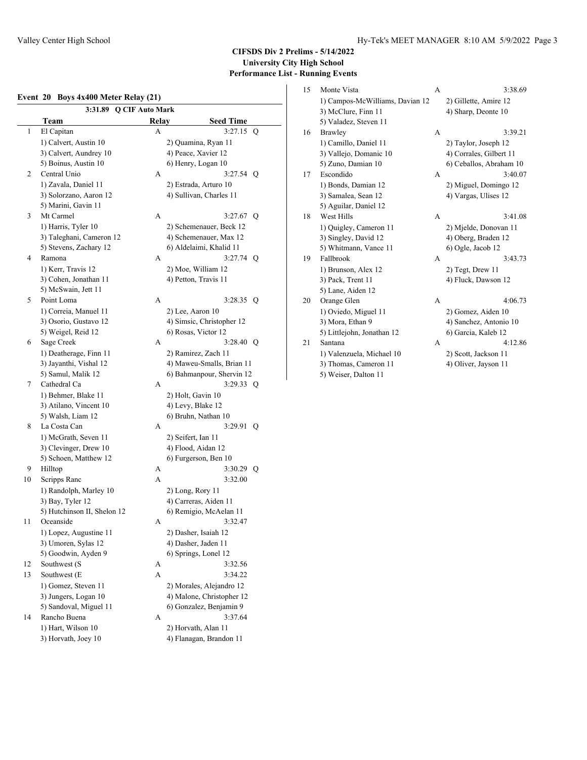## CIFSDS Div 2 Prelims - 5/14/2022
**University City High School**
**Performance List - Running Events**

### Event 20 Boys 4x400 Meter Relay (21)

3:31.89 Q CIF Auto Mark

| | Team | Relay | Seed Time | |
|---|---|---|---|---|
| 1 | El Capitan | A | 3:27.15 | Q |
| | 1) Calvert, Austin 10 | 2) Quamina, Ryan 11 | | |
| | 3) Calvert, Aundrey 10 | 4) Peace, Xavier 12 | | |
| | 5) Boinus, Austin 10 | 6) Henry, Logan 10 | | |
| 2 | Central Unio | A | 3:27.54 | Q |
| | 1) Zavala, Daniel 11 | 2) Estrada, Arturo 10 | | |
| | 3) Solorzano, Aaron 12 | 4) Sullivan, Charles 11 | | |
| | 5) Marini, Gavin 11 | | | |
| 3 | Mt Carmel | A | 3:27.67 | Q |
| | 1) Harris, Tyler 10 | 2) Schemenauer, Beck 12 | | |
| | 3) Taleghani, Cameron 12 | 4) Schemenauer, Max 12 | | |
| | 5) Stevens, Zachary 12 | 6) Aldelaimi, Khalid 11 | | |
| 4 | Ramona | A | 3:27.74 | Q |
| | 1) Kerr, Travis 12 | 2) Moe, William 12 | | |
| | 3) Cohen, Jonathan 11 | 4) Petton, Travis 11 | | |
| | 5) McSwain, Jett 11 | | | |
| 5 | Point Loma | A | 3:28.35 | Q |
| | 1) Correia, Manuel 11 | 2) Lee, Aaron 10 | | |
| | 3) Osorio, Gustavo 12 | 4) Simsic, Christopher 12 | | |
| | 5) Weigel, Reid 12 | 6) Rosas, Victor 12 | | |
| 6 | Sage Creek | A | 3:28.40 | Q |
| | 1) Deatherage, Finn 11 | 2) Ramirez, Zach 11 | | |
| | 3) Jayanthi, Vishal 12 | 4) Maweu-Smalls, Brian 11 | | |
| | 5) Samul, Malik 12 | 6) Bahmanpour, Shervin 12 | | |
| 7 | Cathedral Ca | A | 3:29.33 | Q |
| | 1) Behmer, Blake 11 | 2) Holt, Gavin 10 | | |
| | 3) Atilano, Vincent 10 | 4) Levy, Blake 12 | | |
| | 5) Walsh, Liam 12 | 6) Bruhn, Nathan 10 | | |
| 8 | La Costa Can | A | 3:29.91 | Q |
| | 1) McGrath, Seven 11 | 2) Seifert, Ian 11 | | |
| | 3) Clevinger, Drew 10 | 4) Flood, Aidan 12 | | |
| | 5) Schoen, Matthew 12 | 6) Furgerson, Ben 10 | | |
| 9 | Hilltop | A | 3:30.29 | Q |
| 10 | Scripps Ranc | A | 3:32.00 | |
| | 1) Randolph, Marley 10 | 2) Long, Rory 11 | | |
| | 3) Bay, Tyler 12 | 4) Carreras, Aiden 11 | | |
| | 5) Hutchinson II, Shelon 12 | 6) Remigio, McAelan 11 | | |
| 11 | Oceanside | A | 3:32.47 | |
| | 1) Lopez, Augustine 11 | 2) Dasher, Isaiah 12 | | |
| | 3) Umoren, Sylas 12 | 4) Dasher, Jaden 11 | | |
| | 5) Goodwin, Ayden 9 | 6) Springs, Lonel 12 | | |
| 12 | Southwest (S | A | 3:32.56 | |
| 13 | Southwest (E | A | 3:34.22 | |
| | 1) Gomez, Steven 11 | 2) Morales, Alejandro 12 | | |
| | 3) Jungers, Logan 10 | 4) Malone, Christopher 12 | | |
| | 5) Sandoval, Miguel 11 | 6) Gonzalez, Benjamin 9 | | |
| 14 | Rancho Buena | A | 3:37.64 | |
| | 1) Hart, Wilson 10 | 2) Horvath, Alan 11 | | |
| | 3) Horvath, Joey 10 | 4) Flanagan, Brandon 11 | | |
| 15 | Monte Vista | A | 3:38.69 | |
| | 1) Campos-McWilliams, Davian 12 | 2) Gillette, Amire 12 | | |
| | 3) McClure, Finn 11 | 4) Sharp, Deonte 10 | | |
| | 5) Valadez, Steven 11 | | | |
| 16 | Brawley | A | 3:39.21 | |
| | 1) Camillo, Daniel 11 | 2) Taylor, Joseph 12 | | |
| | 3) Vallejo, Domanic 10 | 4) Corrales, Gilbert 11 | | |
| | 5) Zuno, Damian 10 | 6) Ceballos, Abraham 10 | | |
| 17 | Escondido | A | 3:40.07 | |
| | 1) Bonds, Damian 12 | 2) Miguel, Domingo 12 | | |
| | 3) Samalea, Sean 12 | 4) Vargas, Ulises 12 | | |
| | 5) Aguilar, Daniel 12 | | | |
| 18 | West Hills | A | 3:41.08 | |
| | 1) Quigley, Cameron 11 | 2) Mjelde, Donovan 11 | | |
| | 3) Singley, David 12 | 4) Oberg, Braden 12 | | |
| | 5) Whitmann, Vance 11 | 6) Ogle, Jacob 12 | | |
| 19 | Fallbrook | A | 3:43.73 | |
| | 1) Brunson, Alex 12 | 2) Tegt, Drew 11 | | |
| | 3) Pack, Trent 11 | 4) Fluck, Dawson 12 | | |
| | 5) Lane, Aiden 12 | | | |
| 20 | Orange Glen | A | 4:06.73 | |
| | 1) Oviedo, Miguel 11 | 2) Gomez, Aiden 10 | | |
| | 3) Mora, Ethan 9 | 4) Sanchez, Antonio 10 | | |
| | 5) Littlejohn, Jonathan 12 | 6) Garcia, Kaleb 12 | | |
| 21 | Santana | A | 4:12.86 | |
| | 1) Valenzuela, Michael 10 | 2) Scott, Jackson 11 | | |
| | 3) Thomas, Cameron 11 | 4) Oliver, Jayson 11 | | |
| | 5) Weiser, Dalton 11 | | | |